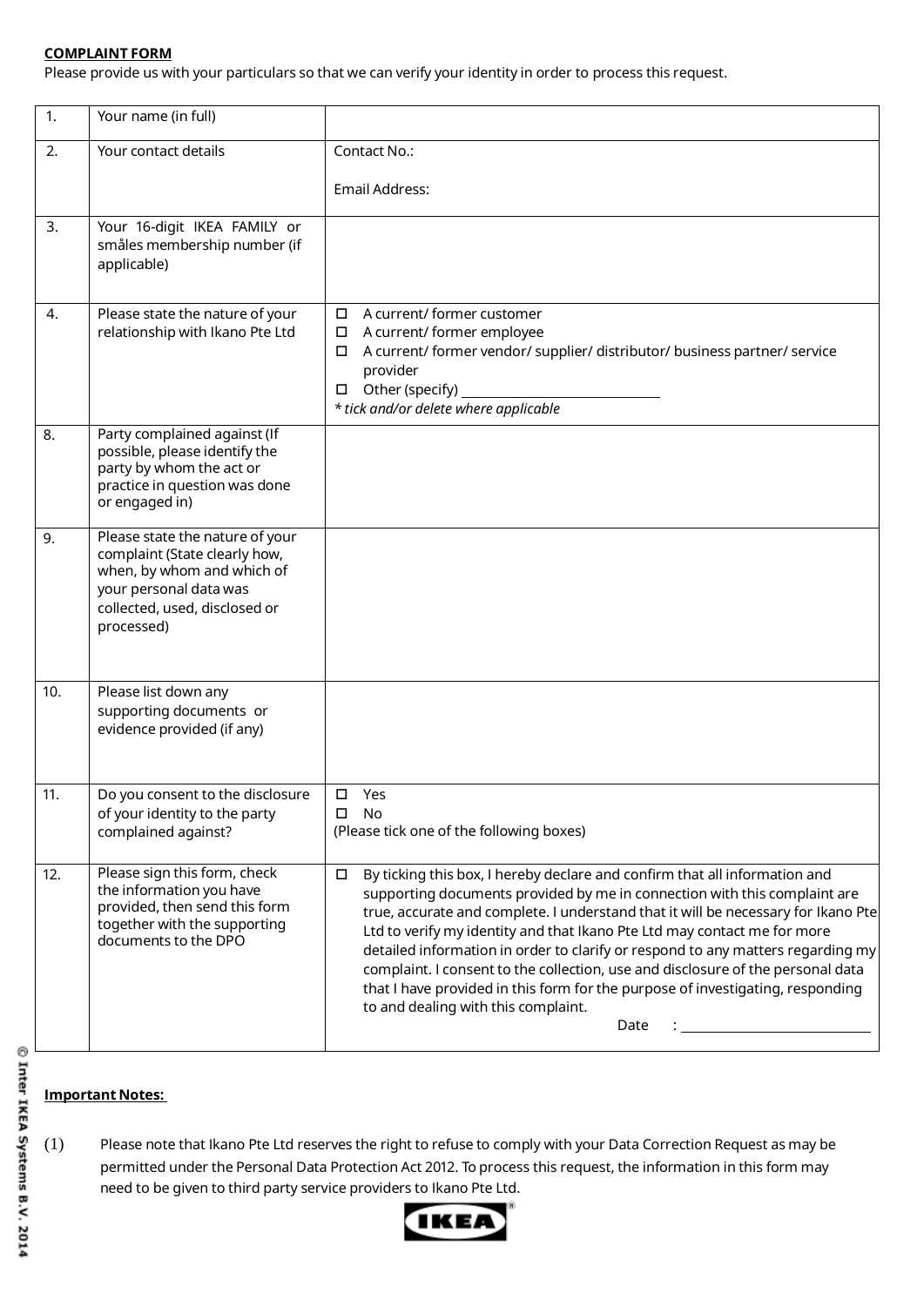**COMPLAINT FORM**

Please provide us with your particulars so that we can verify your identity in order to process this request.

| | | |
|---|---|---|
| 1. | Your name (in full) | |
| 2. | Your contact details | Contact No.:<br><br>Email Address: |
| 3. | Your 16-digit IKEA FAMILY or småles membership number (if applicable) | |
| 4. | Please state the nature of your relationship with Ikano Pte Ltd | ☐ A current/ former customer<br>☐ A current/ former employee<br>☐ A current/ former vendor/ supplier/ distributor/ business partner/ service provider<br>☐ Other (specify) ______________<br>*\* tick and/or delete where applicable* |
| 8. | Party complained against (If possible, please identify the party by whom the act or practice in question was done or engaged in) | |
| 9. | Please state the nature of your complaint (State clearly how, when, by whom and which of your personal data was collected, used, disclosed or processed) | |
| 10. | Please list down any supporting documents or evidence provided (if any) | |
| 11. | Do you consent to the disclosure of your identity to the party complained against? | ☐ Yes<br>☐ No<br>(Please tick one of the following boxes) |
| 12. | Please sign this form, check the information you have provided, then send this form together with the supporting documents to the DPO | ☐ By ticking this box, I hereby declare and confirm that all information and supporting documents provided by me in connection with this complaint are true, accurate and complete. I understand that it will be necessary for Ikano Pte Ltd to verify my identity and that Ikano Pte Ltd may contact me for more detailed information in order to clarify or respond to any matters regarding my complaint. I consent to the collection, use and disclosure of the personal data that I have provided in this form for the purpose of investigating, responding to and dealing with this complaint.<br>Date : ______________ |

**Important Notes:**

(1) Please note that Ikano Pte Ltd reserves the right to refuse to comply with your Data Correction Request as may be permitted under the Personal Data Protection Act 2012. To process this request, the information in this form may need to be given to third party service providers to Ikano Pte Ltd.

© Inter IKEA Systems B.V. 2014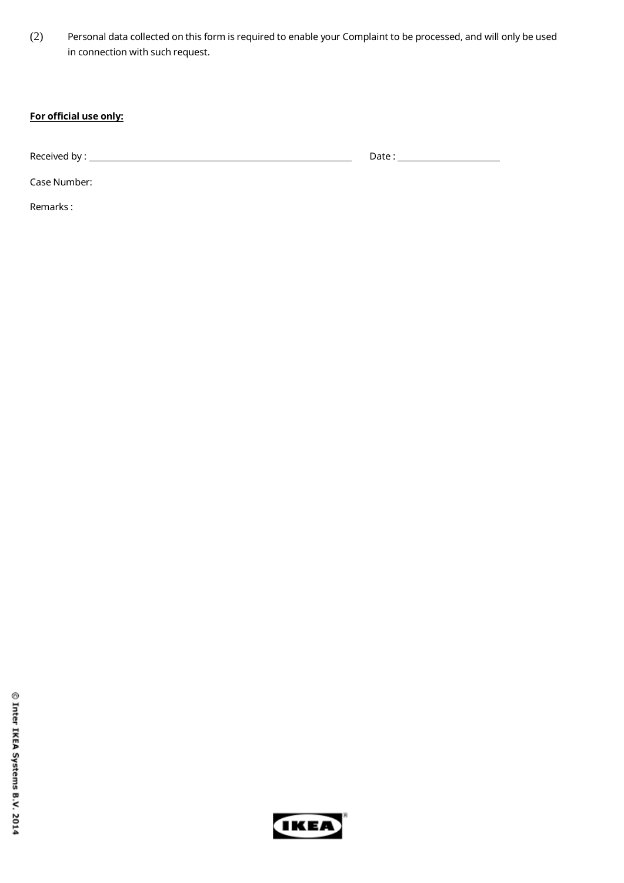(2) Personal data collected on this form is required to enable your Complaint to be processed, and will only be used in connection with such request.

**<u>For official use only:</u>**

Received by : ______________________________ Date : ______________

Case Number:

Remarks :

© Inter IKEA Systems B.V. 2014